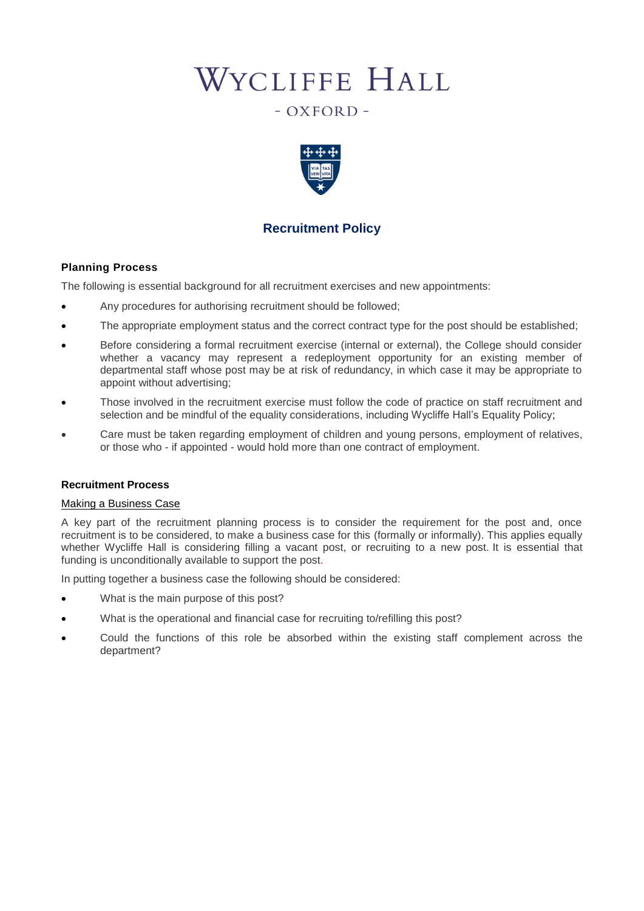# Wycliffe Hall

- OXFORD -

## Recruitment Policy

### Planning Process

The following is essential background for all recruitment exercises and new appointments:

- Any procedures for authorising recruitment should be followed;
- The appropriate employment status and the correct contract type for the post should be established;
- Before considering a formal recruitment exercise (internal or external), the College should consider whether a vacancy may represent a redeployment opportunity for an existing member of departmental staff whose post may be at risk of redundancy, in which case it may be appropriate to appoint without advertising;
- Those involved in the recruitment exercise must follow the code of practice on staff recruitment and selection and be mindful of the equality considerations, including Wycliffe Hall's Equality Policy;
- Care must be taken regarding employment of children and young persons, employment of relatives, or those who - if appointed - would hold more than one contract of employment.

### Recruitment Process

#### Making a Business Case

A key part of the recruitment planning process is to consider the requirement for the post and, once recruitment is to be considered, to make a business case for this (formally or informally). This applies equally whether Wycliffe Hall is considering filling a vacant post, or recruiting to a new post. It is essential that funding is unconditionally available to support the post.

In putting together a business case the following should be considered:

- What is the main purpose of this post?
- What is the operational and financial case for recruiting to/refilling this post?
- Could the functions of this role be absorbed within the existing staff complement across the department?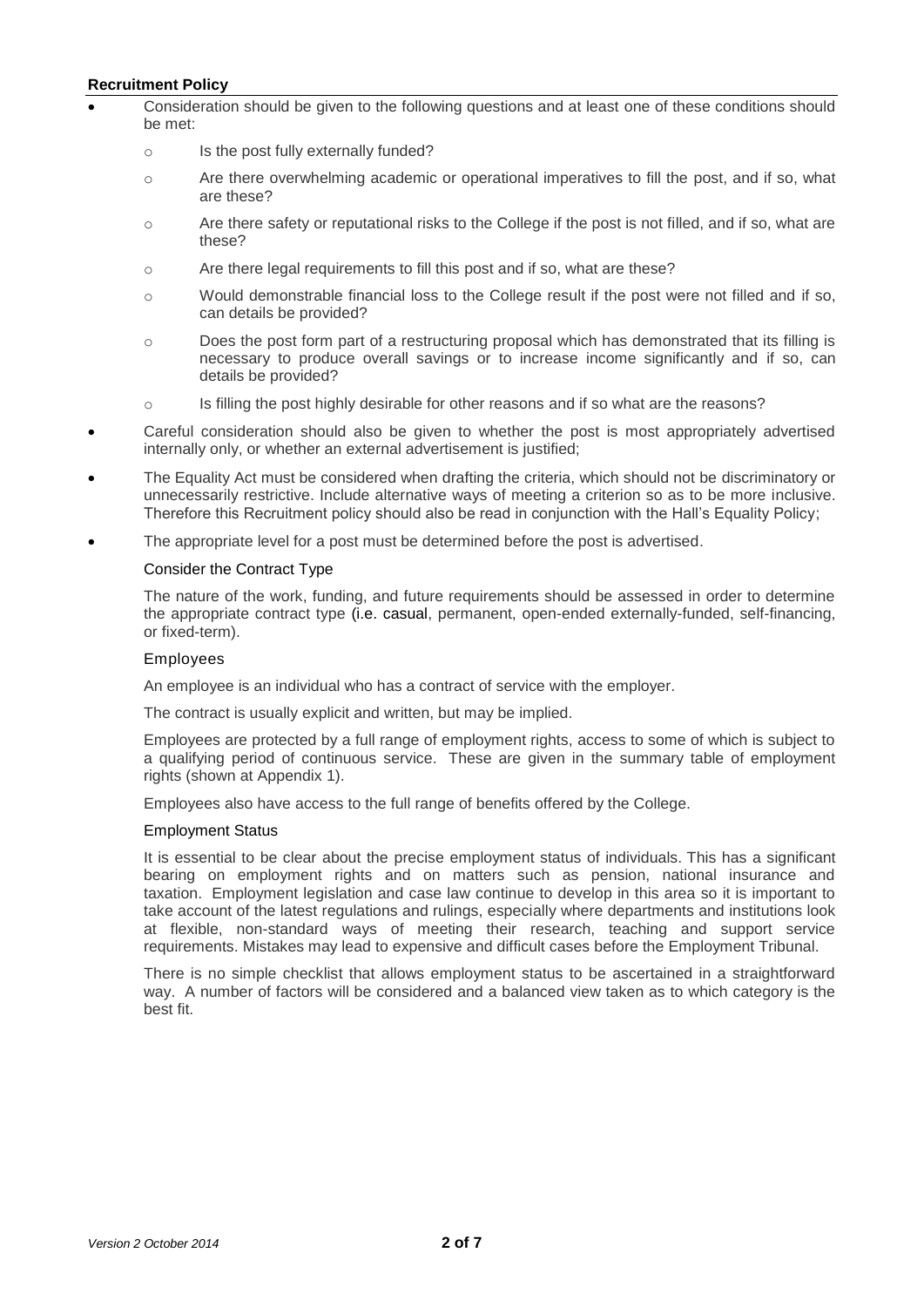**Recruitment Policy**

- Consideration should be given to the following questions and at least one of these conditions should be met:
  - Is the post fully externally funded?
  - Are there overwhelming academic or operational imperatives to fill the post, and if so, what are these?
  - Are there safety or reputational risks to the College if the post is not filled, and if so, what are these?
  - Are there legal requirements to fill this post and if so, what are these?
  - Would demonstrable financial loss to the College result if the post were not filled and if so, can details be provided?
  - Does the post form part of a restructuring proposal which has demonstrated that its filling is necessary to produce overall savings or to increase income significantly and if so, can details be provided?
  - Is filling the post highly desirable for other reasons and if so what are the reasons?
- Careful consideration should also be given to whether the post is most appropriately advertised internally only, or whether an external advertisement is justified;
- The Equality Act must be considered when drafting the criteria, which should not be discriminatory or unnecessarily restrictive. Include alternative ways of meeting a criterion so as to be more inclusive. Therefore this Recruitment policy should also be read in conjunction with the Hall's Equality Policy;
- The appropriate level for a post must be determined before the post is advertised.

Consider the Contract Type

The nature of the work, funding, and future requirements should be assessed in order to determine the appropriate contract type (i.e. casual, permanent, open-ended externally-funded, self-financing, or fixed-term).

Employees

An employee is an individual who has a contract of service with the employer.

The contract is usually explicit and written, but may be implied.

Employees are protected by a full range of employment rights, access to some of which is subject to a qualifying period of continuous service. These are given in the summary table of employment rights (shown at Appendix 1).

Employees also have access to the full range of benefits offered by the College.

Employment Status

It is essential to be clear about the precise employment status of individuals. This has a significant bearing on employment rights and on matters such as pension, national insurance and taxation. Employment legislation and case law continue to develop in this area so it is important to take account of the latest regulations and rulings, especially where departments and institutions look at flexible, non-standard ways of meeting their research, teaching and support service requirements. Mistakes may lead to expensive and difficult cases before the Employment Tribunal.

There is no simple checklist that allows employment status to be ascertained in a straightforward way. A number of factors will be considered and a balanced view taken as to which category is the best fit.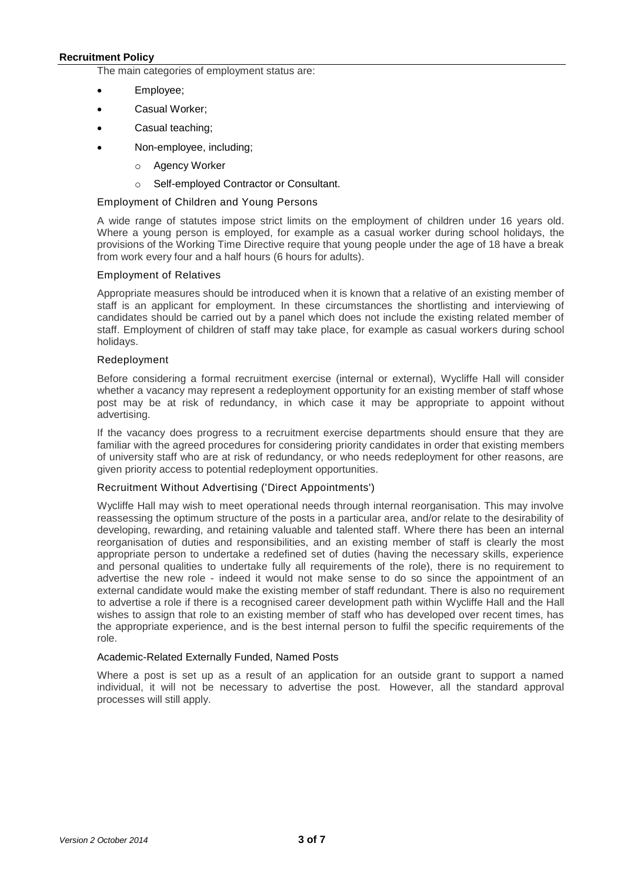The main categories of employment status are:

- Employee;
- Casual Worker;
- Casual teaching;
- Non-employee, including;
    - Agency Worker
    - Self-employed Contractor or Consultant.

### Employment of Children and Young Persons

A wide range of statutes impose strict limits on the employment of children under 16 years old. Where a young person is employed, for example as a casual worker during school holidays, the provisions of the Working Time Directive require that young people under the age of 18 have a break from work every four and a half hours (6 hours for adults).

### Employment of Relatives

Appropriate measures should be introduced when it is known that a relative of an existing member of staff is an applicant for employment. In these circumstances the shortlisting and interviewing of candidates should be carried out by a panel which does not include the existing related member of staff. Employment of children of staff may take place, for example as casual workers during school holidays.

### Redeployment

Before considering a formal recruitment exercise (internal or external), Wycliffe Hall will consider whether a vacancy may represent a redeployment opportunity for an existing member of staff whose post may be at risk of redundancy, in which case it may be appropriate to appoint without advertising.

If the vacancy does progress to a recruitment exercise departments should ensure that they are familiar with the agreed procedures for considering priority candidates in order that existing members of university staff who are at risk of redundancy, or who needs redeployment for other reasons, are given priority access to potential redeployment opportunities.

### Recruitment Without Advertising ('Direct Appointments')

Wycliffe Hall may wish to meet operational needs through internal reorganisation. This may involve reassessing the optimum structure of the posts in a particular area, and/or relate to the desirability of developing, rewarding, and retaining valuable and talented staff. Where there has been an internal reorganisation of duties and responsibilities, and an existing member of staff is clearly the most appropriate person to undertake a redefined set of duties (having the necessary skills, experience and personal qualities to undertake fully all requirements of the role), there is no requirement to advertise the new role - indeed it would not make sense to do so since the appointment of an external candidate would make the existing member of staff redundant. There is also no requirement to advertise a role if there is a recognised career development path within Wycliffe Hall and the Hall wishes to assign that role to an existing member of staff who has developed over recent times, has the appropriate experience, and is the best internal person to fulfil the specific requirements of the role.

### Academic-Related Externally Funded, Named Posts

Where a post is set up as a result of an application for an outside grant to support a named individual, it will not be necessary to advertise the post. However, all the standard approval processes will still apply.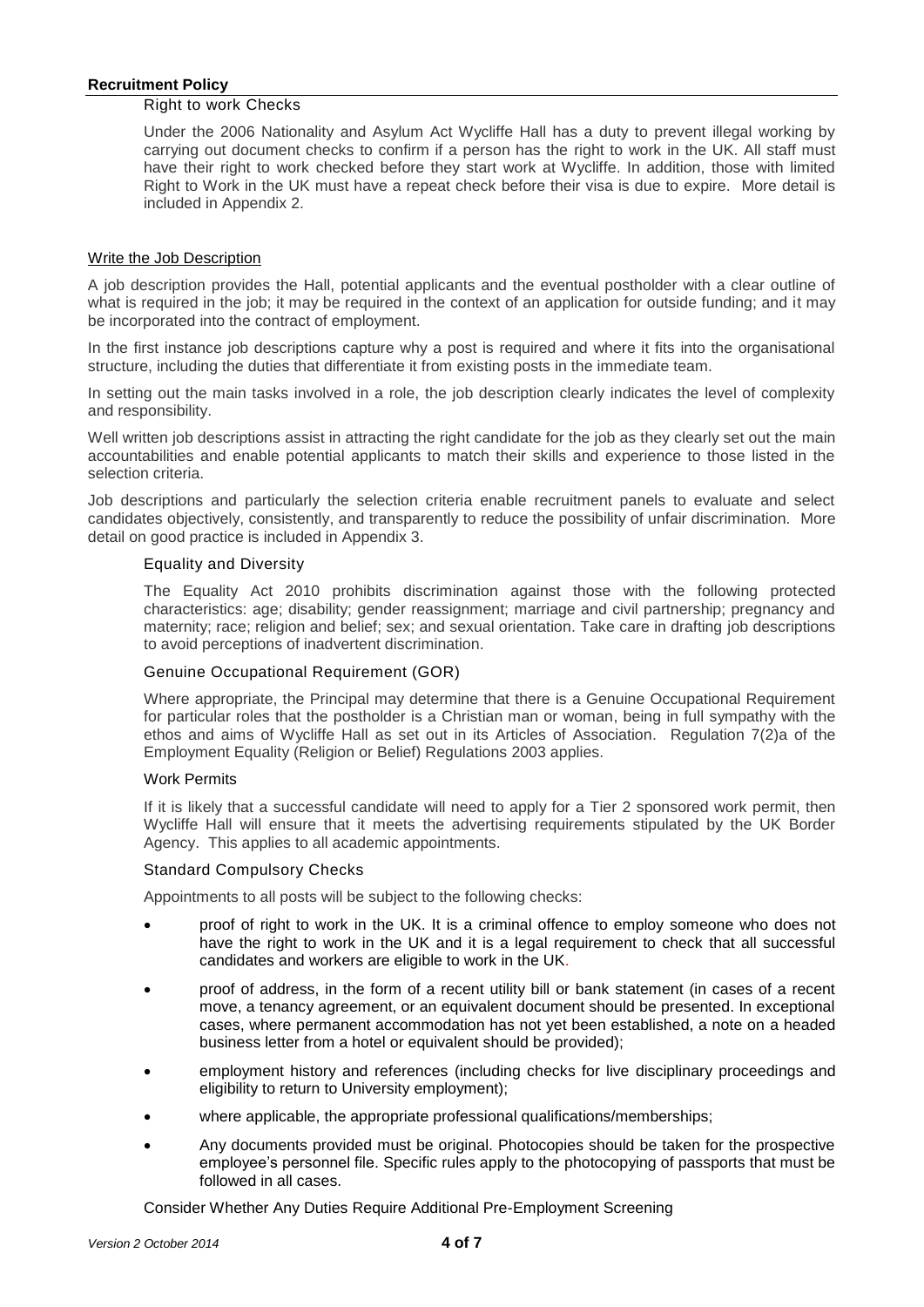### Right to work Checks

Under the 2006 Nationality and Asylum Act Wycliffe Hall has a duty to prevent illegal working by carrying out document checks to confirm if a person has the right to work in the UK. All staff must have their right to work checked before they start work at Wycliffe. In addition, those with limited Right to Work in the UK must have a repeat check before their visa is due to expire. More detail is included in Appendix 2.

## Write the Job Description

A job description provides the Hall, potential applicants and the eventual postholder with a clear outline of what is required in the job; it may be required in the context of an application for outside funding; and it may be incorporated into the contract of employment.

In the first instance job descriptions capture why a post is required and where it fits into the organisational structure, including the duties that differentiate it from existing posts in the immediate team.

In setting out the main tasks involved in a role, the job description clearly indicates the level of complexity and responsibility.

Well written job descriptions assist in attracting the right candidate for the job as they clearly set out the main accountabilities and enable potential applicants to match their skills and experience to those listed in the selection criteria.

Job descriptions and particularly the selection criteria enable recruitment panels to evaluate and select candidates objectively, consistently, and transparently to reduce the possibility of unfair discrimination. More detail on good practice is included in Appendix 3.

### Equality and Diversity

The Equality Act 2010 prohibits discrimination against those with the following protected characteristics: age; disability; gender reassignment; marriage and civil partnership; pregnancy and maternity; race; religion and belief; sex; and sexual orientation. Take care in drafting job descriptions to avoid perceptions of inadvertent discrimination.

### Genuine Occupational Requirement (GOR)

Where appropriate, the Principal may determine that there is a Genuine Occupational Requirement for particular roles that the postholder is a Christian man or woman, being in full sympathy with the ethos and aims of Wycliffe Hall as set out in its Articles of Association. Regulation 7(2)a of the Employment Equality (Religion or Belief) Regulations 2003 applies.

### Work Permits

If it is likely that a successful candidate will need to apply for a Tier 2 sponsored work permit, then Wycliffe Hall will ensure that it meets the advertising requirements stipulated by the UK Border Agency. This applies to all academic appointments.

### Standard Compulsory Checks

Appointments to all posts will be subject to the following checks:

- proof of right to work in the UK. It is a criminal offence to employ someone who does not have the right to work in the UK and it is a legal requirement to check that all successful candidates and workers are eligible to work in the UK.
- proof of address, in the form of a recent utility bill or bank statement (in cases of a recent move, a tenancy agreement, or an equivalent document should be presented. In exceptional cases, where permanent accommodation has not yet been established, a note on a headed business letter from a hotel or equivalent should be provided);
- employment history and references (including checks for live disciplinary proceedings and eligibility to return to University employment);
- where applicable, the appropriate professional qualifications/memberships;
- Any documents provided must be original. Photocopies should be taken for the prospective employee's personnel file. Specific rules apply to the photocopying of passports that must be followed in all cases.

### Consider Whether Any Duties Require Additional Pre-Employment Screening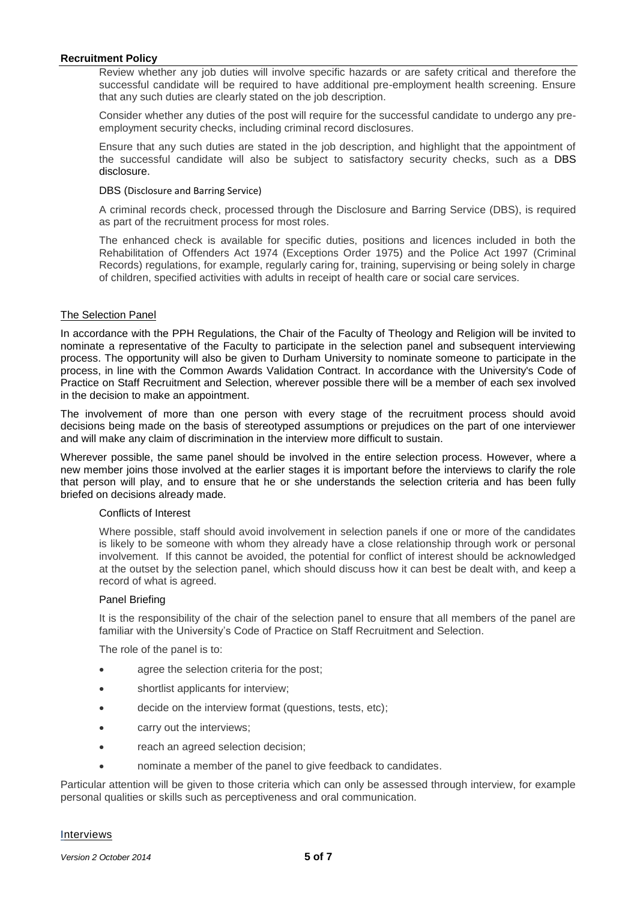Review whether any job duties will involve specific hazards or are safety critical and therefore the successful candidate will be required to have additional pre-employment health screening. Ensure that any such duties are clearly stated on the job description.

Consider whether any duties of the post will require for the successful candidate to undergo any pre-employment security checks, including criminal record disclosures.

Ensure that any such duties are stated in the job description, and highlight that the appointment of the successful candidate will also be subject to satisfactory security checks, such as a DBS disclosure.

DBS (Disclosure and Barring Service)

A criminal records check, processed through the Disclosure and Barring Service (DBS), is required as part of the recruitment process for most roles.

The enhanced check is available for specific duties, positions and licences included in both the Rehabilitation of Offenders Act 1974 (Exceptions Order 1975) and the Police Act 1997 (Criminal Records) regulations, for example, regularly caring for, training, supervising or being solely in charge of children, specified activities with adults in receipt of health care or social care services.

## The Selection Panel

In accordance with the PPH Regulations, the Chair of the Faculty of Theology and Religion will be invited to nominate a representative of the Faculty to participate in the selection panel and subsequent interviewing process. The opportunity will also be given to Durham University to nominate someone to participate in the process, in line with the Common Awards Validation Contract. In accordance with the University's Code of Practice on Staff Recruitment and Selection, wherever possible there will be a member of each sex involved in the decision to make an appointment.

The involvement of more than one person with every stage of the recruitment process should avoid decisions being made on the basis of stereotyped assumptions or prejudices on the part of one interviewer and will make any claim of discrimination in the interview more difficult to sustain.

Wherever possible, the same panel should be involved in the entire selection process. However, where a new member joins those involved at the earlier stages it is important before the interviews to clarify the role that person will play, and to ensure that he or she understands the selection criteria and has been fully briefed on decisions already made.

### Conflicts of Interest

Where possible, staff should avoid involvement in selection panels if one or more of the candidates is likely to be someone with whom they already have a close relationship through work or personal involvement. If this cannot be avoided, the potential for conflict of interest should be acknowledged at the outset by the selection panel, which should discuss how it can best be dealt with, and keep a record of what is agreed.

### Panel Briefing

It is the responsibility of the chair of the selection panel to ensure that all members of the panel are familiar with the University's Code of Practice on Staff Recruitment and Selection.

The role of the panel is to:

- agree the selection criteria for the post;
- shortlist applicants for interview;
- decide on the interview format (questions, tests, etc);
- carry out the interviews;
- reach an agreed selection decision;
- nominate a member of the panel to give feedback to candidates.

Particular attention will be given to those criteria which can only be assessed through interview, for example personal qualities or skills such as perceptiveness and oral communication.

## Interviews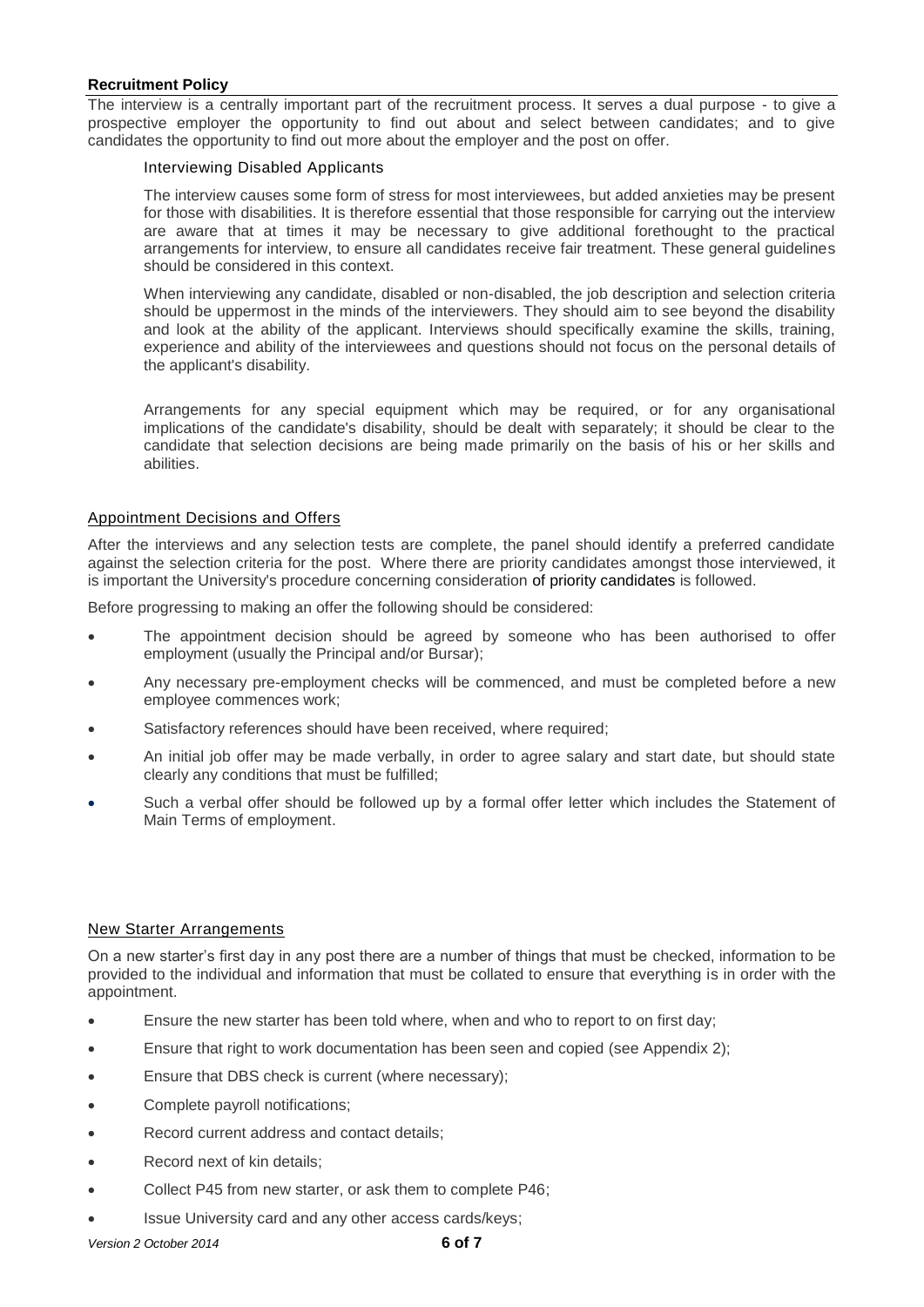**Recruitment Policy**

The interview is a centrally important part of the recruitment process. It serves a dual purpose - to give a prospective employer the opportunity to find out about and select between candidates; and to give candidates the opportunity to find out more about the employer and the post on offer.

### Interviewing Disabled Applicants

The interview causes some form of stress for most interviewees, but added anxieties may be present for those with disabilities. It is therefore essential that those responsible for carrying out the interview are aware that at times it may be necessary to give additional forethought to the practical arrangements for interview, to ensure all candidates receive fair treatment. These general guidelines should be considered in this context.

When interviewing any candidate, disabled or non-disabled, the job description and selection criteria should be uppermost in the minds of the interviewers. They should aim to see beyond the disability and look at the ability of the applicant. Interviews should specifically examine the skills, training, experience and ability of the interviewees and questions should not focus on the personal details of the applicant's disability.

Arrangements for any special equipment which may be required, or for any organisational implications of the candidate's disability, should be dealt with separately; it should be clear to the candidate that selection decisions are being made primarily on the basis of his or her skills and abilities.

## Appointment Decisions and Offers

After the interviews and any selection tests are complete, the panel should identify a preferred candidate against the selection criteria for the post. Where there are priority candidates amongst those interviewed, it is important the University's procedure concerning consideration of priority candidates is followed.

Before progressing to making an offer the following should be considered:

- The appointment decision should be agreed by someone who has been authorised to offer employment (usually the Principal and/or Bursar);
- Any necessary pre-employment checks will be commenced, and must be completed before a new employee commences work;
- Satisfactory references should have been received, where required;
- An initial job offer may be made verbally, in order to agree salary and start date, but should state clearly any conditions that must be fulfilled;
- Such a verbal offer should be followed up by a formal offer letter which includes the Statement of Main Terms of employment.

## New Starter Arrangements

On a new starter's first day in any post there are a number of things that must be checked, information to be provided to the individual and information that must be collated to ensure that everything is in order with the appointment.

- Ensure the new starter has been told where, when and who to report to on first day;
- Ensure that right to work documentation has been seen and copied (see Appendix 2);
- Ensure that DBS check is current (where necessary);
- Complete payroll notifications;
- Record current address and contact details;
- Record next of kin details;
- Collect P45 from new starter, or ask them to complete P46;
- Issue University card and any other access cards/keys;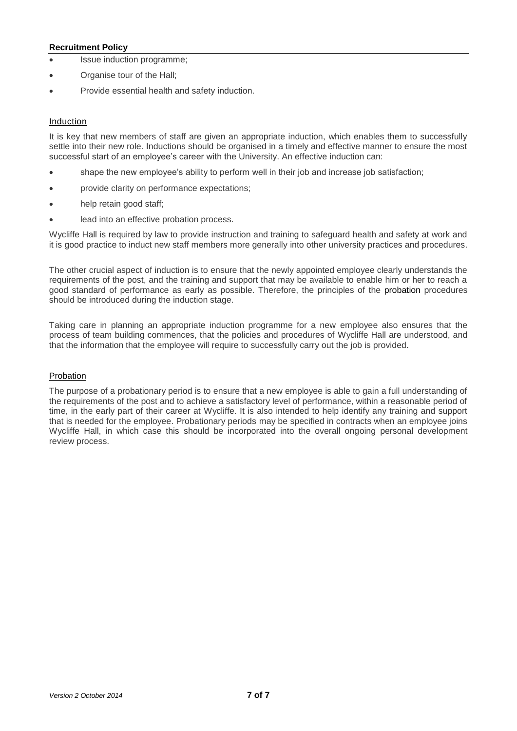- Issue induction programme;
- Organise tour of the Hall;
- Provide essential health and safety induction.

## Induction

It is key that new members of staff are given an appropriate induction, which enables them to successfully settle into their new role. Inductions should be organised in a timely and effective manner to ensure the most successful start of an employee's career with the University. An effective induction can:

- shape the new employee's ability to perform well in their job and increase job satisfaction;
- provide clarity on performance expectations;
- help retain good staff;
- lead into an effective probation process.

Wycliffe Hall is required by law to provide instruction and training to safeguard health and safety at work and it is good practice to induct new staff members more generally into other university practices and procedures.

The other crucial aspect of induction is to ensure that the newly appointed employee clearly understands the requirements of the post, and the training and support that may be available to enable him or her to reach a good standard of performance as early as possible. Therefore, the principles of the probation procedures should be introduced during the induction stage.

Taking care in planning an appropriate induction programme for a new employee also ensures that the process of team building commences, that the policies and procedures of Wycliffe Hall are understood, and that the information that the employee will require to successfully carry out the job is provided.

## Probation

The purpose of a probationary period is to ensure that a new employee is able to gain a full understanding of the requirements of the post and to achieve a satisfactory level of performance, within a reasonable period of time, in the early part of their career at Wycliffe. It is also intended to help identify any training and support that is needed for the employee. Probationary periods may be specified in contracts when an employee joins Wycliffe Hall, in which case this should be incorporated into the overall ongoing personal development review process.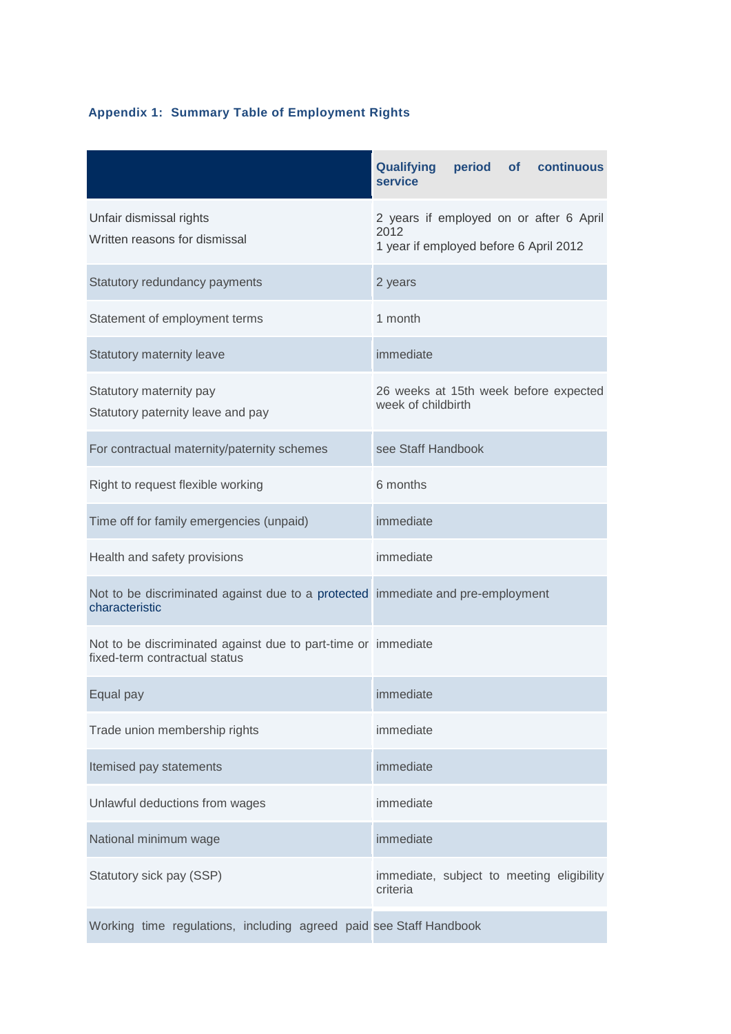### Appendix 1: Summary Table of Employment Rights

| | Qualifying period of continuous service |
|---|---|
| Unfair dismissal rights<br>Written reasons for dismissal | 2 years if employed on or after 6 April 2012<br>1 year if employed before 6 April 2012 |
| Statutory redundancy payments | 2 years |
| Statement of employment terms | 1 month |
| Statutory maternity leave | immediate |
| Statutory maternity pay<br>Statutory paternity leave and pay | 26 weeks at 15th week before expected week of childbirth |
| For contractual maternity/paternity schemes | see Staff Handbook |
| Right to request flexible working | 6 months |
| Time off for family emergencies (unpaid) | immediate |
| Health and safety provisions | immediate |
| Not to be discriminated against due to a protected characteristic | immediate and pre-employment |
| Not to be discriminated against due to part-time or fixed-term contractual status | immediate |
| Equal pay | immediate |
| Trade union membership rights | immediate |
| Itemised pay statements | immediate |
| Unlawful deductions from wages | immediate |
| National minimum wage | immediate |
| Statutory sick pay (SSP) | immediate, subject to meeting eligibility criteria |
| Working time regulations, including agreed paid | see Staff Handbook |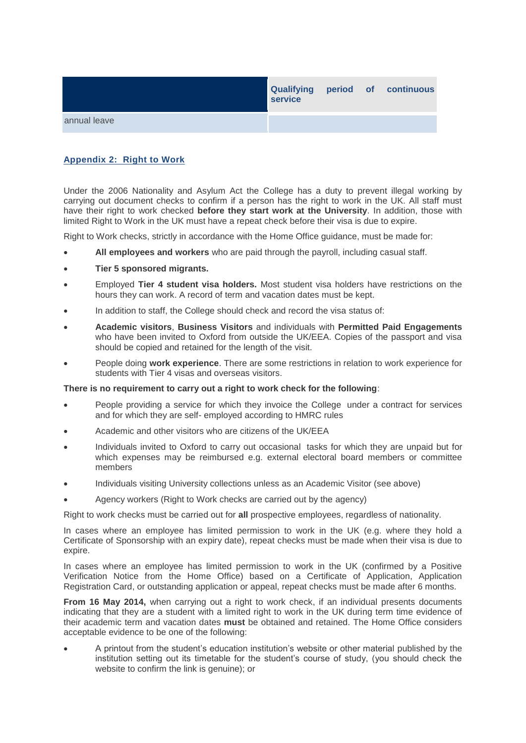| | Qualifying period of continuous service |
| --- | --- |
| annual leave | |

## Appendix 2: Right to Work

Under the 2006 Nationality and Asylum Act the College has a duty to prevent illegal working by carrying out document checks to confirm if a person has the right to work in the UK. All staff must have their right to work checked **before they start work at the University**. In addition, those with limited Right to Work in the UK must have a repeat check before their visa is due to expire.

Right to Work checks, strictly in accordance with the Home Office guidance, must be made for:

- **All employees and workers** who are paid through the payroll, including casual staff.
- **Tier 5 sponsored migrants.**
- Employed **Tier 4 student visa holders.** Most student visa holders have restrictions on the hours they can work. A record of term and vacation dates must be kept.
- In addition to staff, the College should check and record the visa status of:
- **Academic visitors**, **Business Visitors** and individuals with **Permitted Paid Engagements** who have been invited to Oxford from outside the UK/EEA. Copies of the passport and visa should be copied and retained for the length of the visit.
- People doing **work experience**. There are some restrictions in relation to work experience for students with Tier 4 visas and overseas visitors.

**There is no requirement to carry out a right to work check for the following**:

- People providing a service for which they invoice the College under a contract for services and for which they are self- employed according to HMRC rules
- Academic and other visitors who are citizens of the UK/EEA
- Individuals invited to Oxford to carry out occasional tasks for which they are unpaid but for which expenses may be reimbursed e.g. external electoral board members or committee members
- Individuals visiting University collections unless as an Academic Visitor (see above)
- Agency workers (Right to Work checks are carried out by the agency)

Right to work checks must be carried out for **all** prospective employees, regardless of nationality.

In cases where an employee has limited permission to work in the UK (e.g. where they hold a Certificate of Sponsorship with an expiry date), repeat checks must be made when their visa is due to expire.

In cases where an employee has limited permission to work in the UK (confirmed by a Positive Verification Notice from the Home Office) based on a Certificate of Application, Application Registration Card, or outstanding application or appeal, repeat checks must be made after 6 months.

**From 16 May 2014,** when carrying out a right to work check, if an individual presents documents indicating that they are a student with a limited right to work in the UK during term time evidence of their academic term and vacation dates **must** be obtained and retained. The Home Office considers acceptable evidence to be one of the following:

- A printout from the student's education institution's website or other material published by the institution setting out its timetable for the student's course of study, (you should check the website to confirm the link is genuine); or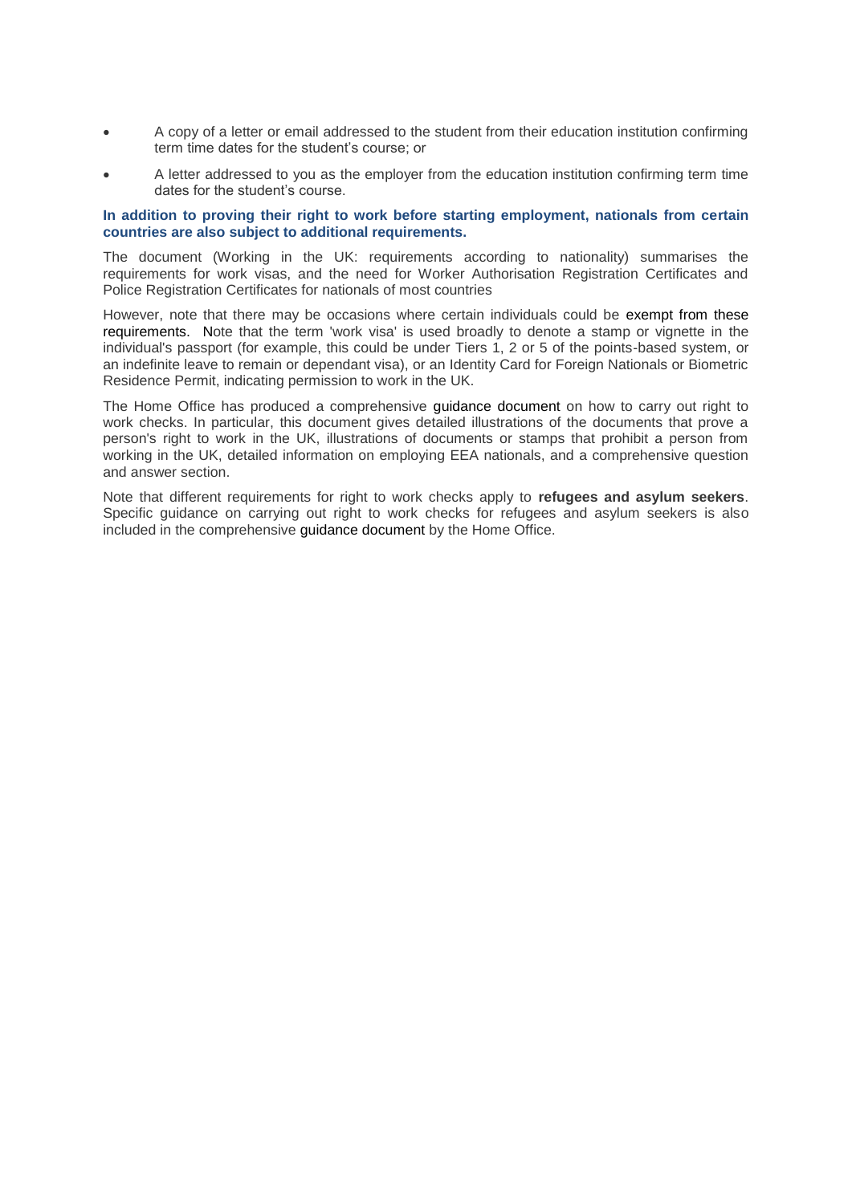- A copy of a letter or email addressed to the student from their education institution confirming term time dates for the student's course; or
- A letter addressed to you as the employer from the education institution confirming term time dates for the student's course.

**In addition to proving their right to work before starting employment, nationals from certain countries are also subject to additional requirements.**

The document (Working in the UK: requirements according to nationality) summarises the requirements for work visas, and the need for Worker Authorisation Registration Certificates and Police Registration Certificates for nationals of most countries

However, note that there may be occasions where certain individuals could be exempt from these requirements. Note that the term 'work visa' is used broadly to denote a stamp or vignette in the individual's passport (for example, this could be under Tiers 1, 2 or 5 of the points-based system, or an indefinite leave to remain or dependant visa), or an Identity Card for Foreign Nationals or Biometric Residence Permit, indicating permission to work in the UK.

The Home Office has produced a comprehensive guidance document on how to carry out right to work checks. In particular, this document gives detailed illustrations of the documents that prove a person's right to work in the UK, illustrations of documents or stamps that prohibit a person from working in the UK, detailed information on employing EEA nationals, and a comprehensive question and answer section.

Note that different requirements for right to work checks apply to **refugees and asylum seekers**. Specific guidance on carrying out right to work checks for refugees and asylum seekers is also included in the comprehensive guidance document by the Home Office.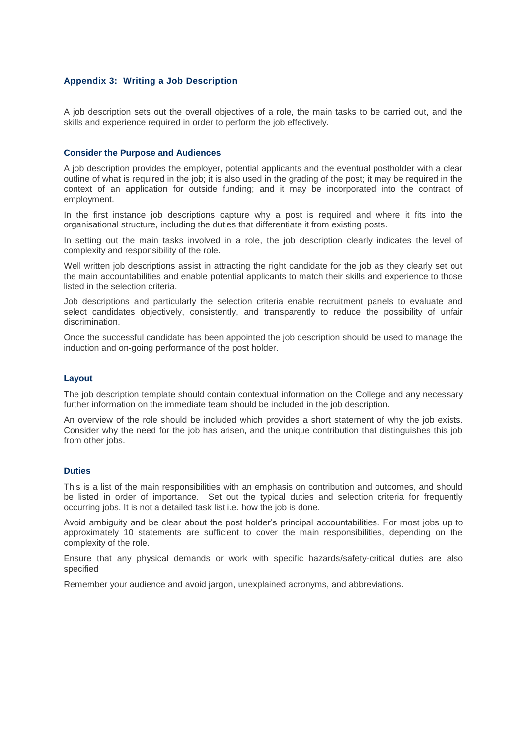## Appendix 3: Writing a Job Description

A job description sets out the overall objectives of a role, the main tasks to be carried out, and the skills and experience required in order to perform the job effectively.

### Consider the Purpose and Audiences

A job description provides the employer, potential applicants and the eventual postholder with a clear outline of what is required in the job; it is also used in the grading of the post; it may be required in the context of an application for outside funding; and it may be incorporated into the contract of employment.

In the first instance job descriptions capture why a post is required and where it fits into the organisational structure, including the duties that differentiate it from existing posts.

In setting out the main tasks involved in a role, the job description clearly indicates the level of complexity and responsibility of the role.

Well written job descriptions assist in attracting the right candidate for the job as they clearly set out the main accountabilities and enable potential applicants to match their skills and experience to those listed in the selection criteria.

Job descriptions and particularly the selection criteria enable recruitment panels to evaluate and select candidates objectively, consistently, and transparently to reduce the possibility of unfair discrimination.

Once the successful candidate has been appointed the job description should be used to manage the induction and on-going performance of the post holder.

### Layout

The job description template should contain contextual information on the College and any necessary further information on the immediate team should be included in the job description.

An overview of the role should be included which provides a short statement of why the job exists. Consider why the need for the job has arisen, and the unique contribution that distinguishes this job from other jobs.

### Duties

This is a list of the main responsibilities with an emphasis on contribution and outcomes, and should be listed in order of importance. Set out the typical duties and selection criteria for frequently occurring jobs. It is not a detailed task list i.e. how the job is done.

Avoid ambiguity and be clear about the post holder's principal accountabilities. For most jobs up to approximately 10 statements are sufficient to cover the main responsibilities, depending on the complexity of the role.

Ensure that any physical demands or work with specific hazards/safety-critical duties are also specified

Remember your audience and avoid jargon, unexplained acronyms, and abbreviations.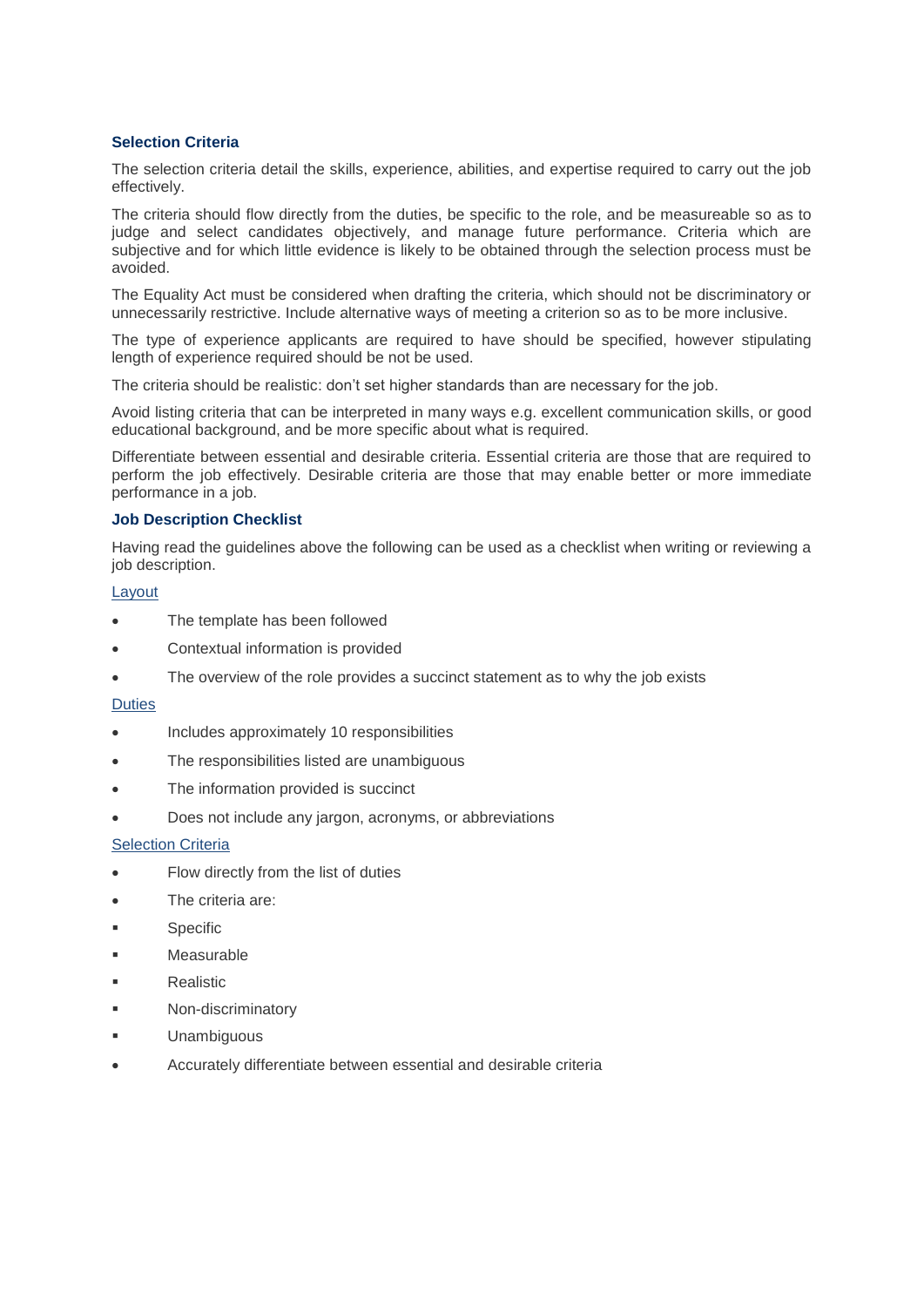### Selection Criteria

The selection criteria detail the skills, experience, abilities, and expertise required to carry out the job effectively.

The criteria should flow directly from the duties, be specific to the role, and be measureable so as to judge and select candidates objectively, and manage future performance. Criteria which are subjective and for which little evidence is likely to be obtained through the selection process must be avoided.

The Equality Act must be considered when drafting the criteria, which should not be discriminatory or unnecessarily restrictive. Include alternative ways of meeting a criterion so as to be more inclusive.

The type of experience applicants are required to have should be specified, however stipulating length of experience required should be not be used.

The criteria should be realistic: don't set higher standards than are necessary for the job.

Avoid listing criteria that can be interpreted in many ways e.g. excellent communication skills, or good educational background, and be more specific about what is required.

Differentiate between essential and desirable criteria. Essential criteria are those that are required to perform the job effectively. Desirable criteria are those that may enable better or more immediate performance in a job.

### Job Description Checklist

Having read the guidelines above the following can be used as a checklist when writing or reviewing a job description.

Layout

- The template has been followed
- Contextual information is provided
- The overview of the role provides a succinct statement as to why the job exists

Duties

- Includes approximately 10 responsibilities
- The responsibilities listed are unambiguous
- The information provided is succinct
- Does not include any jargon, acronyms, or abbreviations

Selection Criteria

- Flow directly from the list of duties
- The criteria are:
  - Specific
  - Measurable
  - Realistic
  - Non-discriminatory
  - Unambiguous
- Accurately differentiate between essential and desirable criteria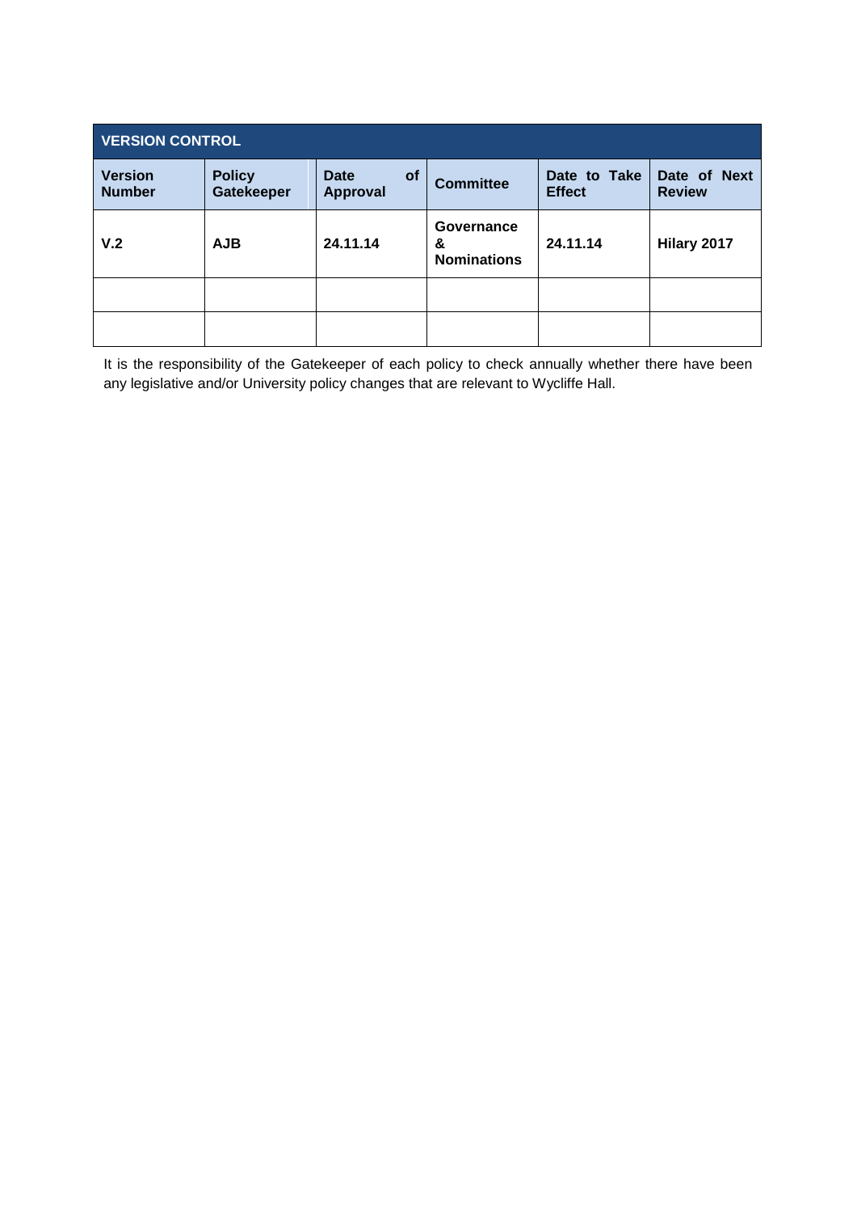| VERSION CONTROL | | | | | |
|---|---|---|---|---|---|
| **Version Number** | **Policy Gatekeeper** | **Date of Approval** | **Committee** | **Date to Take Effect** | **Date of Next Review** |
| **V.2** | **AJB** | **24.11.14** | **Governance & Nominations** | **24.11.14** | **Hilary 2017** |
| | | | | | |
| | | | | | |

It is the responsibility of the Gatekeeper of each policy to check annually whether there have been any legislative and/or University policy changes that are relevant to Wycliffe Hall.